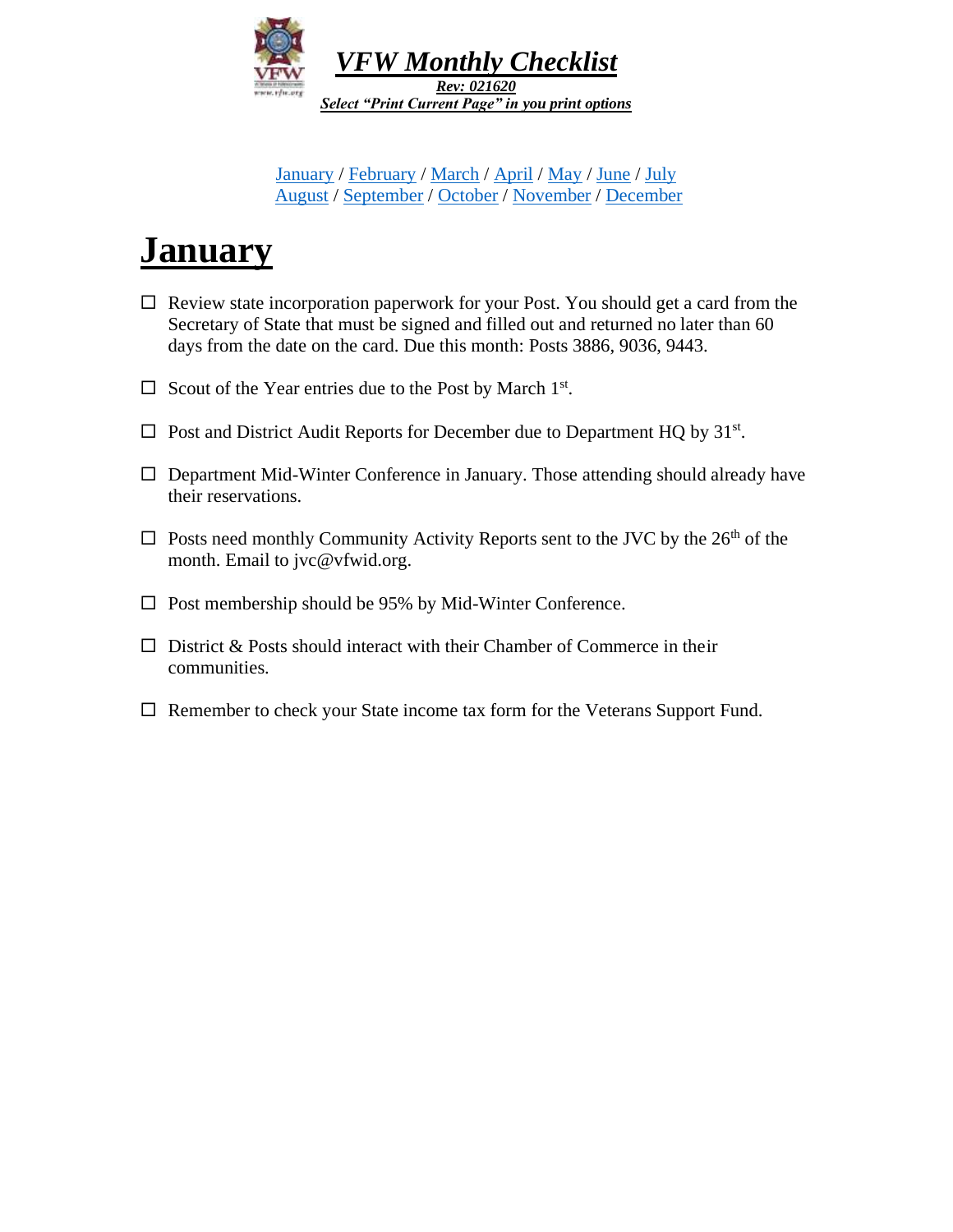# *VFW Monthly Checklist*

***Rev: 021620***

***Select "Print Current Page" in you print options***

January / February / March / April / May / June / July
August / September / October / November / December

# January

- ☐ Review state incorporation paperwork for your Post. You should get a card from the Secretary of State that must be signed and filled out and returned no later than 60 days from the date on the card. Due this month: Posts 3886, 9036, 9443.

- ☐ Scout of the Year entries due to the Post by March 1st.

- ☐ Post and District Audit Reports for December due to Department HQ by 31st.

- ☐ Department Mid-Winter Conference in January. Those attending should already have their reservations.

- ☐ Posts need monthly Community Activity Reports sent to the JVC by the 26th of the month. Email to jvc@vfwid.org.

- ☐ Post membership should be 95% by Mid-Winter Conference.

- ☐ District & Posts should interact with their Chamber of Commerce in their communities.

- ☐ Remember to check your State income tax form for the Veterans Support Fund.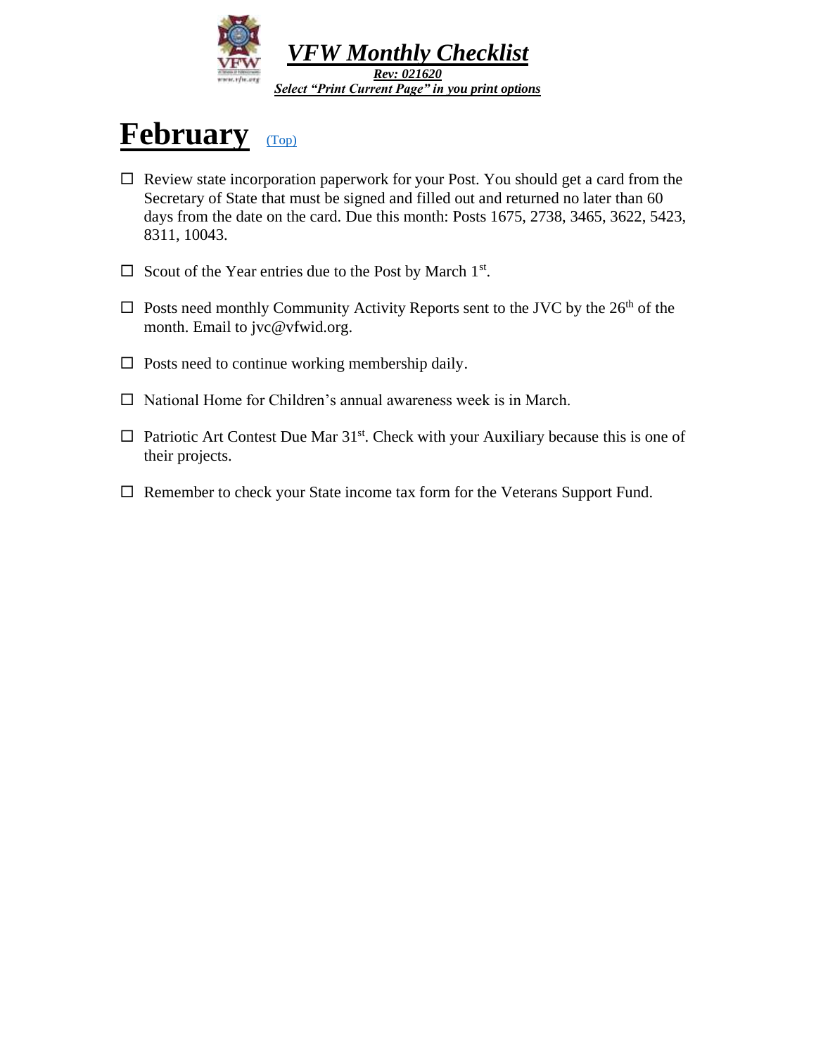# *VFW Monthly Checklist*

***Rev: 021620***

***Select "Print Current Page" in you print options***

## February (Top)

- ☐ Review state incorporation paperwork for your Post. You should get a card from the Secretary of State that must be signed and filled out and returned no later than 60 days from the date on the card. Due this month: Posts 1675, 2738, 3465, 3622, 5423, 8311, 10043.
- ☐ Scout of the Year entries due to the Post by March 1st.
- ☐ Posts need monthly Community Activity Reports sent to the JVC by the 26th of the month. Email to jvc@vfwid.org.
- ☐ Posts need to continue working membership daily.
- ☐ National Home for Children's annual awareness week is in March.
- ☐ Patriotic Art Contest Due Mar 31st. Check with your Auxiliary because this is one of their projects.
- ☐ Remember to check your State income tax form for the Veterans Support Fund.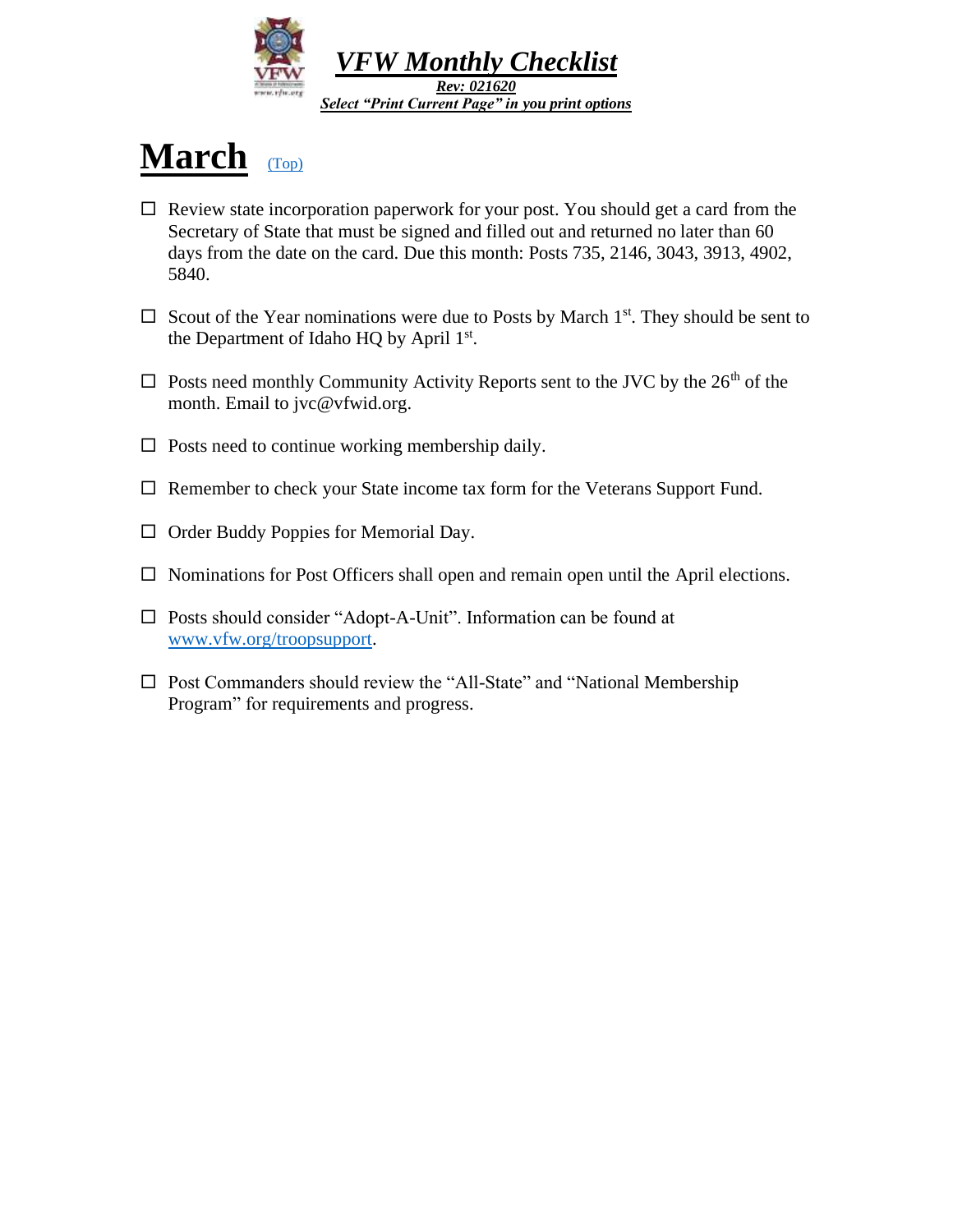# *VFW Monthly Checklist*

***Rev: 021620***

***Select "Print Current Page" in you print options***

## March (Top)

- ☐ Review state incorporation paperwork for your post. You should get a card from the Secretary of State that must be signed and filled out and returned no later than 60 days from the date on the card. Due this month: Posts 735, 2146, 3043, 3913, 4902, 5840.
- ☐ Scout of the Year nominations were due to Posts by March 1st. They should be sent to the Department of Idaho HQ by April 1st.
- ☐ Posts need monthly Community Activity Reports sent to the JVC by the 26th of the month. Email to jvc@vfwid.org.
- ☐ Posts need to continue working membership daily.
- ☐ Remember to check your State income tax form for the Veterans Support Fund.
- ☐ Order Buddy Poppies for Memorial Day.
- ☐ Nominations for Post Officers shall open and remain open until the April elections.
- ☐ Posts should consider "Adopt-A-Unit". Information can be found at www.vfw.org/troopsupport.
- ☐ Post Commanders should review the "All-State" and "National Membership Program" for requirements and progress.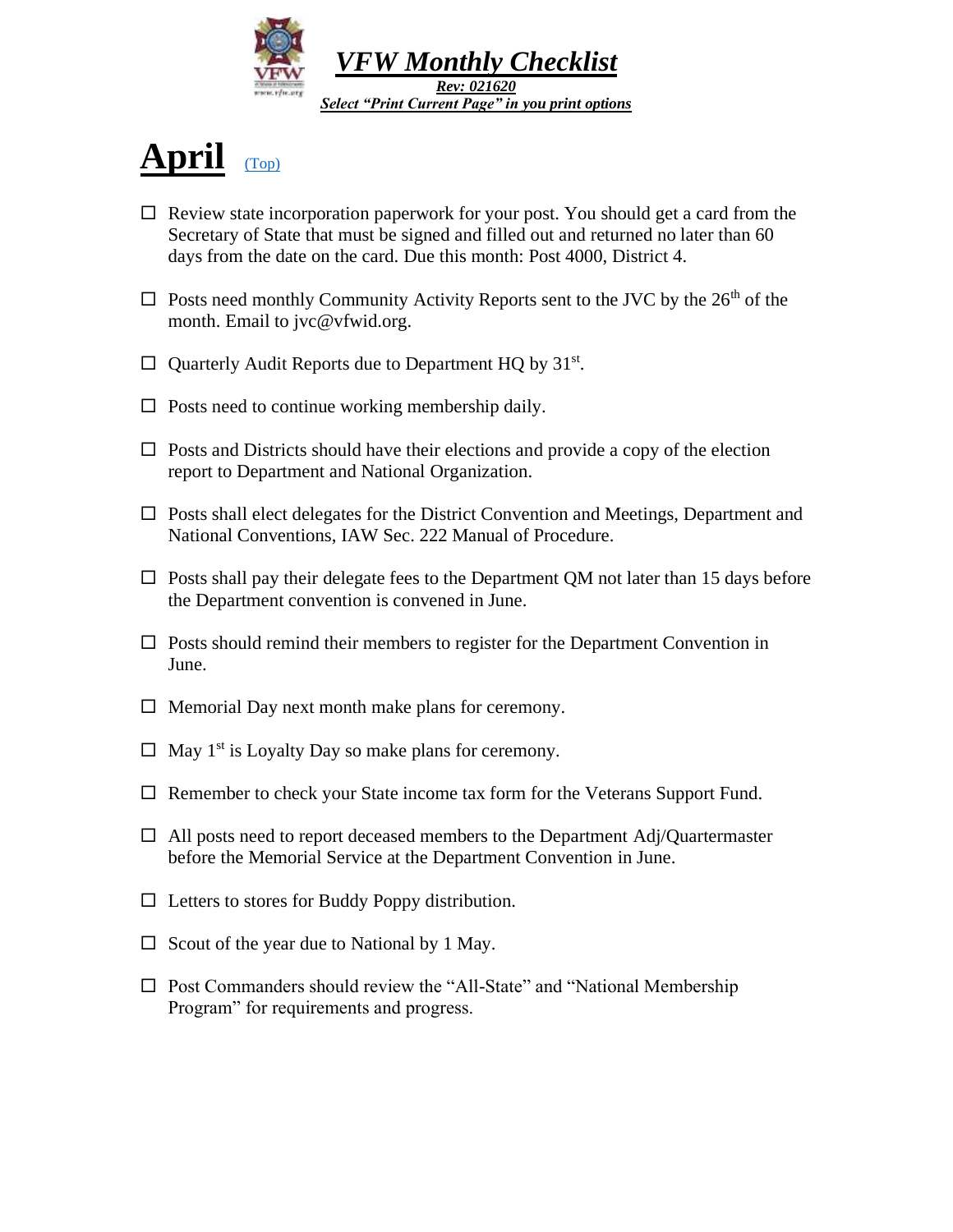# *VFW Monthly Checklist*

***Rev: 021620***

***Select "Print Current Page" in you print options***

## April (Top)

- ☐ Review state incorporation paperwork for your post. You should get a card from the Secretary of State that must be signed and filled out and returned no later than 60 days from the date on the card. Due this month: Post 4000, District 4.
- ☐ Posts need monthly Community Activity Reports sent to the JVC by the 26th of the month. Email to jvc@vfwid.org.
- ☐ Quarterly Audit Reports due to Department HQ by 31st.
- ☐ Posts need to continue working membership daily.
- ☐ Posts and Districts should have their elections and provide a copy of the election report to Department and National Organization.
- ☐ Posts shall elect delegates for the District Convention and Meetings, Department and National Conventions, IAW Sec. 222 Manual of Procedure.
- ☐ Posts shall pay their delegate fees to the Department QM not later than 15 days before the Department convention is convened in June.
- ☐ Posts should remind their members to register for the Department Convention in June.
- ☐ Memorial Day next month make plans for ceremony.
- ☐ May 1st is Loyalty Day so make plans for ceremony.
- ☐ Remember to check your State income tax form for the Veterans Support Fund.
- ☐ All posts need to report deceased members to the Department Adj/Quartermaster before the Memorial Service at the Department Convention in June.
- ☐ Letters to stores for Buddy Poppy distribution.
- ☐ Scout of the year due to National by 1 May.
- ☐ Post Commanders should review the "All-State" and "National Membership Program" for requirements and progress.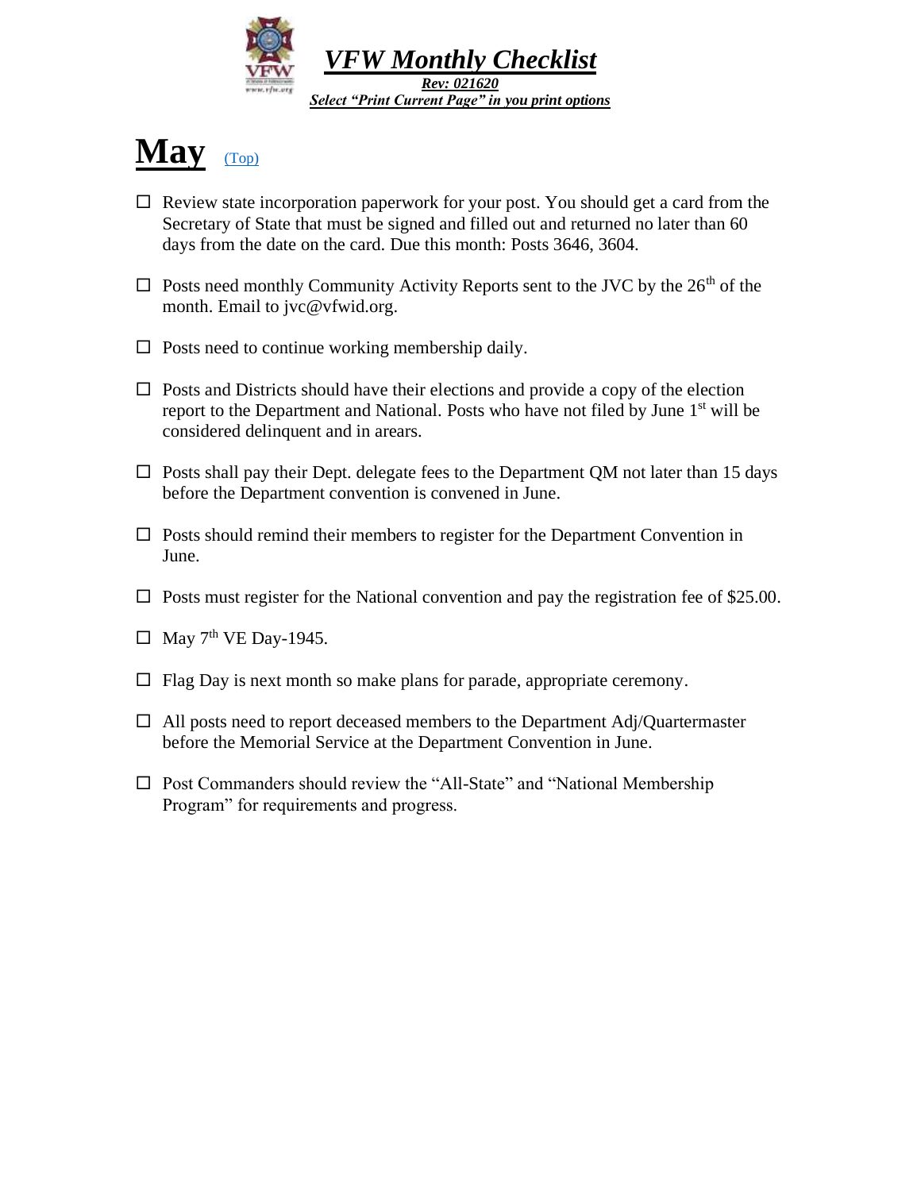# *VFW Monthly Checklist*

***Rev: 021620***

***Select "Print Current Page" in you print options***

# May (Top)

- ☐ Review state incorporation paperwork for your post. You should get a card from the Secretary of State that must be signed and filled out and returned no later than 60 days from the date on the card. Due this month: Posts 3646, 3604.
- ☐ Posts need monthly Community Activity Reports sent to the JVC by the 26th of the month. Email to jvc@vfwid.org.
- ☐ Posts need to continue working membership daily.
- ☐ Posts and Districts should have their elections and provide a copy of the election report to the Department and National. Posts who have not filed by June 1st will be considered delinquent and in arears.
- ☐ Posts shall pay their Dept. delegate fees to the Department QM not later than 15 days before the Department convention is convened in June.
- ☐ Posts should remind their members to register for the Department Convention in June.
- ☐ Posts must register for the National convention and pay the registration fee of $25.00.
- ☐ May 7th VE Day-1945.
- ☐ Flag Day is next month so make plans for parade, appropriate ceremony.
- ☐ All posts need to report deceased members to the Department Adj/Quartermaster before the Memorial Service at the Department Convention in June.
- ☐ Post Commanders should review the "All-State" and "National Membership Program" for requirements and progress.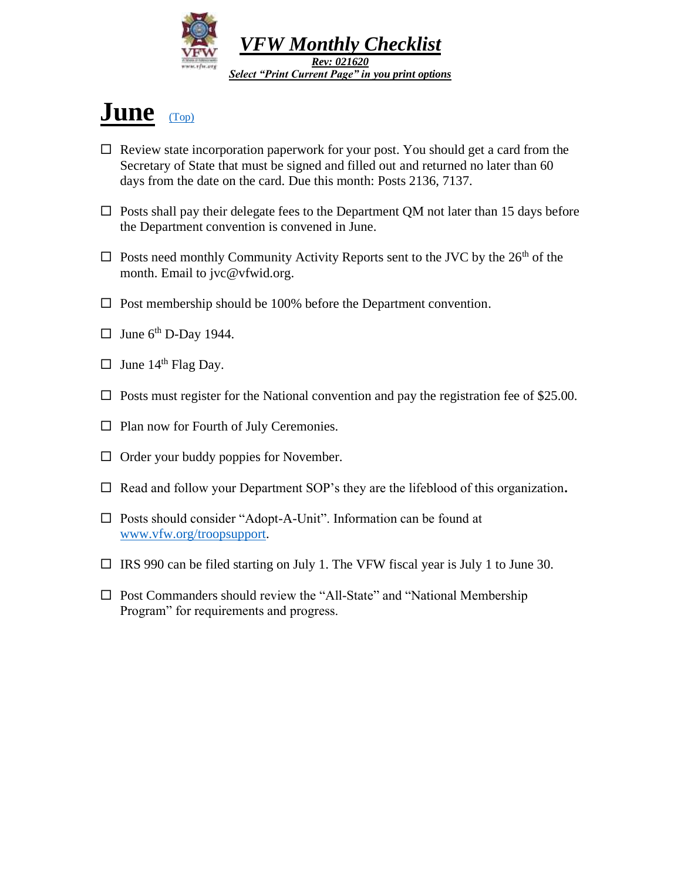# VFW Monthly Checklist

***Rev: 021620***

***Select "Print Current Page" in you print options***

# June

(Top)

- ☐ Review state incorporation paperwork for your post. You should get a card from the Secretary of State that must be signed and filled out and returned no later than 60 days from the date on the card. Due this month: Posts 2136, 7137.
- ☐ Posts shall pay their delegate fees to the Department QM not later than 15 days before the Department convention is convened in June.
- ☐ Posts need monthly Community Activity Reports sent to the JVC by the 26th of the month. Email to jvc@vfwid.org.
- ☐ Post membership should be 100% before the Department convention.
- ☐ June 6th D-Day 1944.
- ☐ June 14th Flag Day.
- ☐ Posts must register for the National convention and pay the registration fee of $25.00.
- ☐ Plan now for Fourth of July Ceremonies.
- ☐ Order your buddy poppies for November.
- ☐ Read and follow your Department SOP's they are the lifeblood of this organization.
- ☐ Posts should consider "Adopt-A-Unit". Information can be found at www.vfw.org/troopsupport.
- ☐ IRS 990 can be filed starting on July 1. The VFW fiscal year is July 1 to June 30.
- ☐ Post Commanders should review the "All-State" and "National Membership Program" for requirements and progress.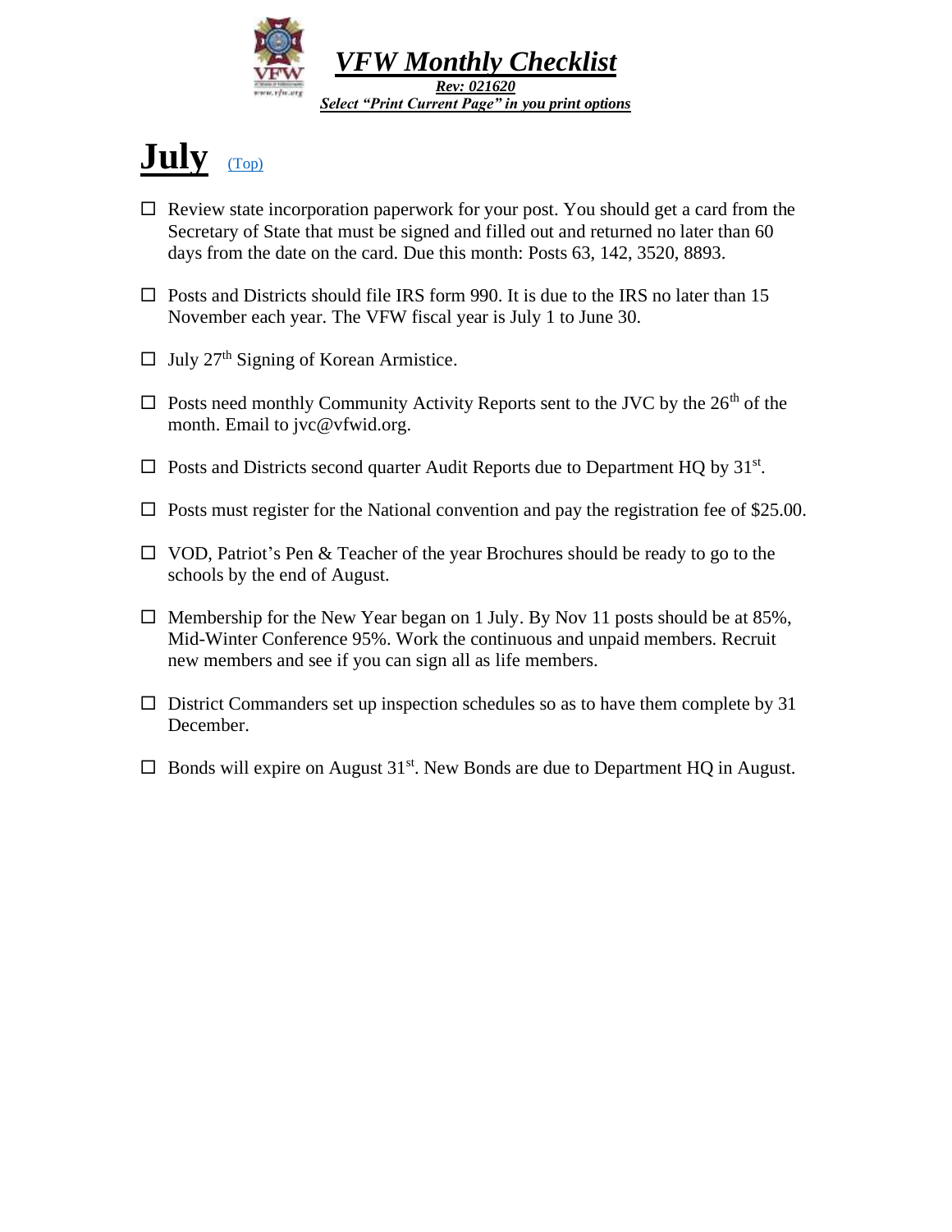# *VFW Monthly Checklist*

***Rev: 021620***

***Select "Print Current Page" in you print options***

## July (Top)

- ☐ Review state incorporation paperwork for your post. You should get a card from the Secretary of State that must be signed and filled out and returned no later than 60 days from the date on the card. Due this month: Posts 63, 142, 3520, 8893.
- ☐ Posts and Districts should file IRS form 990. It is due to the IRS no later than 15 November each year. The VFW fiscal year is July 1 to June 30.
- ☐ July 27th Signing of Korean Armistice.
- ☐ Posts need monthly Community Activity Reports sent to the JVC by the 26th of the month. Email to jvc@vfwid.org.
- ☐ Posts and Districts second quarter Audit Reports due to Department HQ by 31st.
- ☐ Posts must register for the National convention and pay the registration fee of $25.00.
- ☐ VOD, Patriot's Pen & Teacher of the year Brochures should be ready to go to the schools by the end of August.
- ☐ Membership for the New Year began on 1 July. By Nov 11 posts should be at 85%, Mid-Winter Conference 95%. Work the continuous and unpaid members. Recruit new members and see if you can sign all as life members.
- ☐ District Commanders set up inspection schedules so as to have them complete by 31 December.
- ☐ Bonds will expire on August 31st. New Bonds are due to Department HQ in August.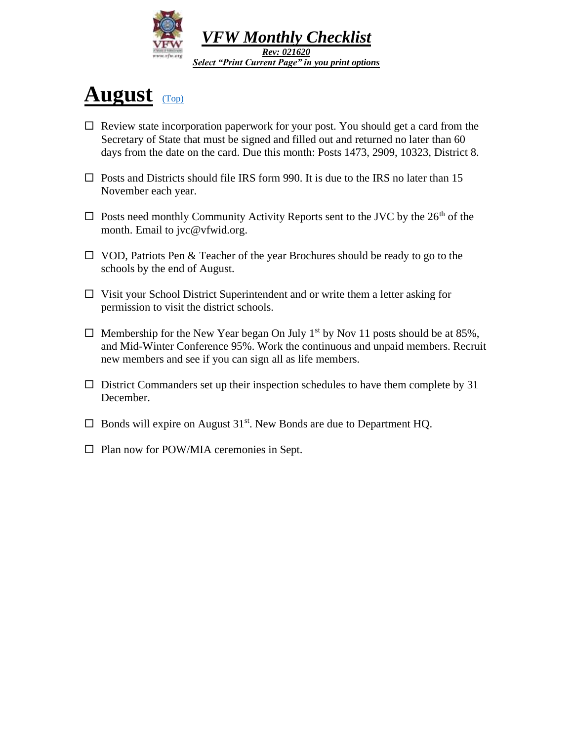# *VFW Monthly Checklist*

***Rev: 021620***

***Select "Print Current Page" in you print options***

# August (Top)

- ☐ Review state incorporation paperwork for your post. You should get a card from the Secretary of State that must be signed and filled out and returned no later than 60 days from the date on the card. Due this month: Posts 1473, 2909, 10323, District 8.
- ☐ Posts and Districts should file IRS form 990. It is due to the IRS no later than 15 November each year.
- ☐ Posts need monthly Community Activity Reports sent to the JVC by the 26th of the month. Email to jvc@vfwid.org.
- ☐ VOD, Patriots Pen & Teacher of the year Brochures should be ready to go to the schools by the end of August.
- ☐ Visit your School District Superintendent and or write them a letter asking for permission to visit the district schools.
- ☐ Membership for the New Year began On July 1st by Nov 11 posts should be at 85%, and Mid-Winter Conference 95%. Work the continuous and unpaid members. Recruit new members and see if you can sign all as life members.
- ☐ District Commanders set up their inspection schedules to have them complete by 31 December.
- ☐ Bonds will expire on August 31st. New Bonds are due to Department HQ.
- ☐ Plan now for POW/MIA ceremonies in Sept.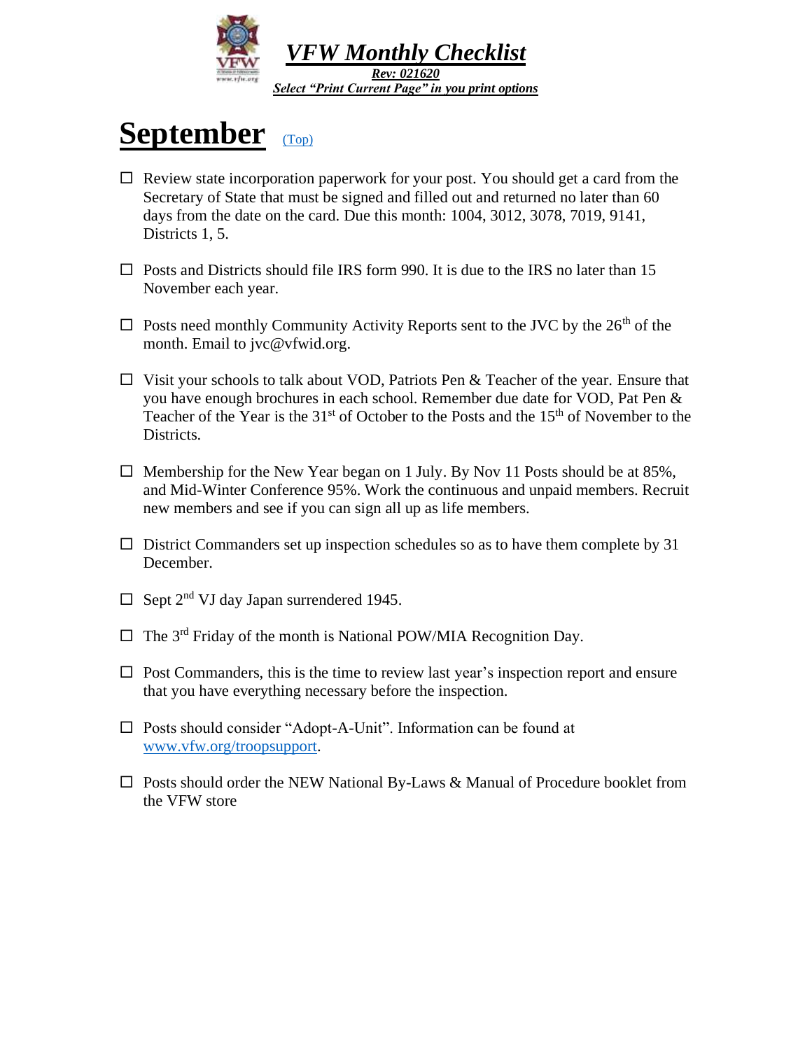# *VFW Monthly Checklist*

***Rev: 021620***

***Select "Print Current Page" in you print options***

# September (Top)

- ☐ Review state incorporation paperwork for your post. You should get a card from the Secretary of State that must be signed and filled out and returned no later than 60 days from the date on the card. Due this month: 1004, 3012, 3078, 7019, 9141, Districts 1, 5.

- ☐ Posts and Districts should file IRS form 990. It is due to the IRS no later than 15 November each year.

- ☐ Posts need monthly Community Activity Reports sent to the JVC by the 26th of the month. Email to jvc@vfwid.org.

- ☐ Visit your schools to talk about VOD, Patriots Pen & Teacher of the year. Ensure that you have enough brochures in each school. Remember due date for VOD, Pat Pen & Teacher of the Year is the 31st of October to the Posts and the 15th of November to the Districts.

- ☐ Membership for the New Year began on 1 July. By Nov 11 Posts should be at 85%, and Mid-Winter Conference 95%. Work the continuous and unpaid members. Recruit new members and see if you can sign all up as life members.

- ☐ District Commanders set up inspection schedules so as to have them complete by 31 December.

- ☐ Sept 2nd VJ day Japan surrendered 1945.

- ☐ The 3rd Friday of the month is National POW/MIA Recognition Day.

- ☐ Post Commanders, this is the time to review last year's inspection report and ensure that you have everything necessary before the inspection.

- ☐ Posts should consider "Adopt-A-Unit". Information can be found at www.vfw.org/troopsupport.

- ☐ Posts should order the NEW National By-Laws & Manual of Procedure booklet from the VFW store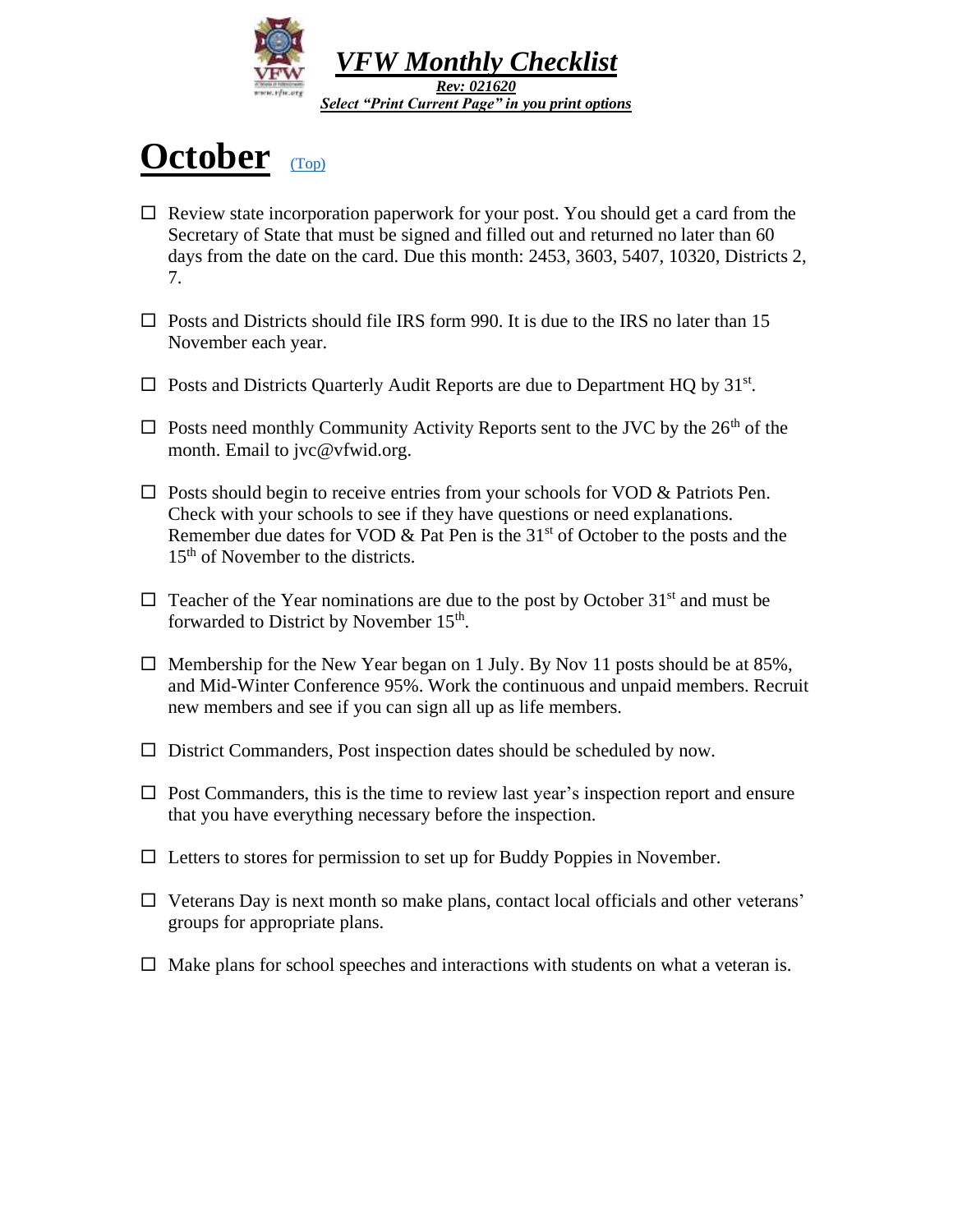*VFW Monthly Checklist*

***Rev: 021620***

***Select "Print Current Page" in you print options***

# October

(Top)

- ☐ Review state incorporation paperwork for your post. You should get a card from the Secretary of State that must be signed and filled out and returned no later than 60 days from the date on the card. Due this month: 2453, 3603, 5407, 10320, Districts 2, 7.

- ☐ Posts and Districts should file IRS form 990. It is due to the IRS no later than 15 November each year.

- ☐ Posts and Districts Quarterly Audit Reports are due to Department HQ by 31st.

- ☐ Posts need monthly Community Activity Reports sent to the JVC by the 26th of the month. Email to jvc@vfwid.org.

- ☐ Posts should begin to receive entries from your schools for VOD & Patriots Pen. Check with your schools to see if they have questions or need explanations. Remember due dates for VOD & Pat Pen is the 31st of October to the posts and the 15th of November to the districts.

- ☐ Teacher of the Year nominations are due to the post by October 31st and must be forwarded to District by November 15th.

- ☐ Membership for the New Year began on 1 July. By Nov 11 posts should be at 85%, and Mid-Winter Conference 95%. Work the continuous and unpaid members. Recruit new members and see if you can sign all up as life members.

- ☐ District Commanders, Post inspection dates should be scheduled by now.

- ☐ Post Commanders, this is the time to review last year's inspection report and ensure that you have everything necessary before the inspection.

- ☐ Letters to stores for permission to set up for Buddy Poppies in November.

- ☐ Veterans Day is next month so make plans, contact local officials and other veterans' groups for appropriate plans.

- ☐ Make plans for school speeches and interactions with students on what a veteran is.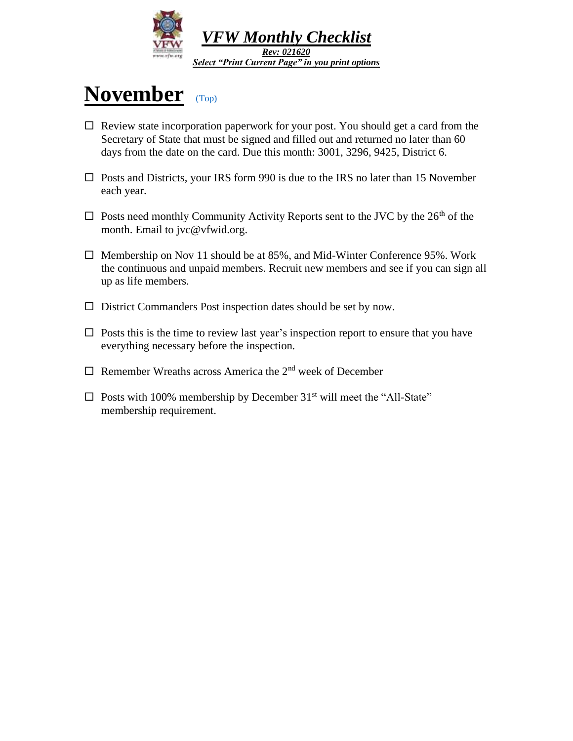# *VFW Monthly Checklist*

***Rev: 021620***

***Select "Print Current Page" in you print options***

# November (Top)

- ☐ Review state incorporation paperwork for your post. You should get a card from the Secretary of State that must be signed and filled out and returned no later than 60 days from the date on the card. Due this month: 3001, 3296, 9425, District 6.
- ☐ Posts and Districts, your IRS form 990 is due to the IRS no later than 15 November each year.
- ☐ Posts need monthly Community Activity Reports sent to the JVC by the 26th of the month. Email to jvc@vfwid.org.
- ☐ Membership on Nov 11 should be at 85%, and Mid-Winter Conference 95%. Work the continuous and unpaid members. Recruit new members and see if you can sign all up as life members.
- ☐ District Commanders Post inspection dates should be set by now.
- ☐ Posts this is the time to review last year's inspection report to ensure that you have everything necessary before the inspection.
- ☐ Remember Wreaths across America the 2nd week of December
- ☐ Posts with 100% membership by December 31st will meet the "All-State" membership requirement.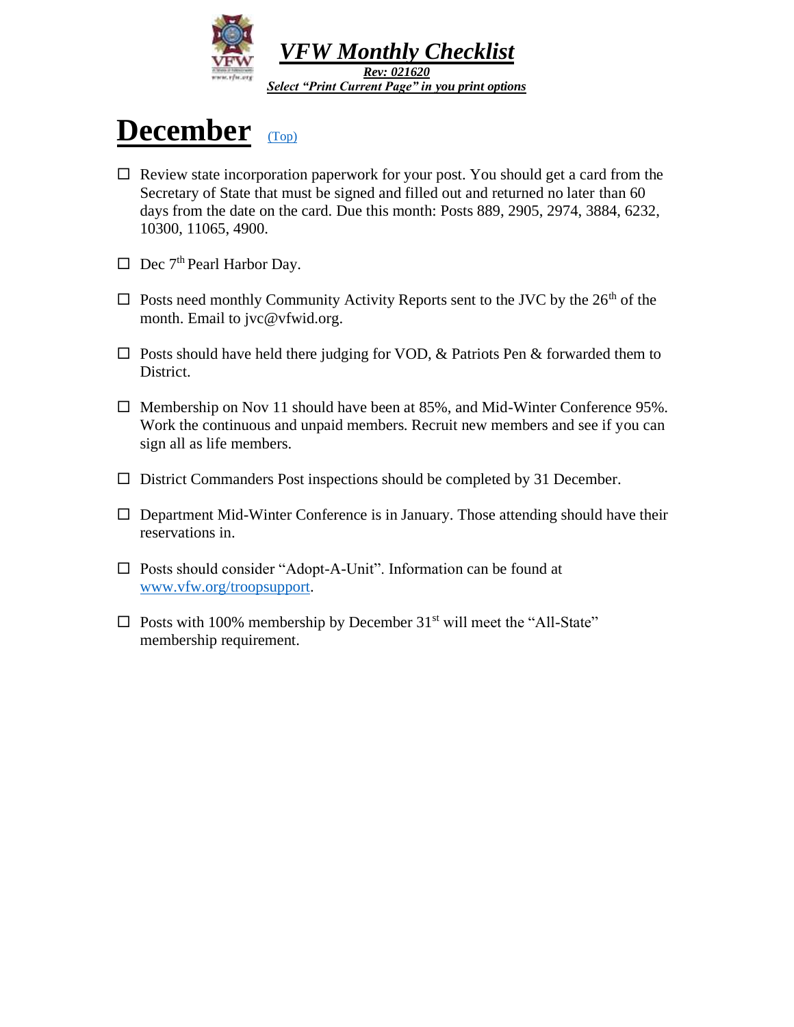# *VFW Monthly Checklist*

***Rev: 021620***

***Select "Print Current Page" in you print options***

## December [(Top)]

- ☐ Review state incorporation paperwork for your post. You should get a card from the Secretary of State that must be signed and filled out and returned no later than 60 days from the date on the card. Due this month: Posts 889, 2905, 2974, 3884, 6232, 10300, 11065, 4900.

- ☐ Dec 7th Pearl Harbor Day.

- ☐ Posts need monthly Community Activity Reports sent to the JVC by the 26th of the month. Email to jvc@vfwid.org.

- ☐ Posts should have held there judging for VOD, & Patriots Pen & forwarded them to District.

- ☐ Membership on Nov 11 should have been at 85%, and Mid-Winter Conference 95%. Work the continuous and unpaid members. Recruit new members and see if you can sign all as life members.

- ☐ District Commanders Post inspections should be completed by 31 December.

- ☐ Department Mid-Winter Conference is in January. Those attending should have their reservations in.

- ☐ Posts should consider "Adopt-A-Unit". Information can be found at www.vfw.org/troopsupport.

- ☐ Posts with 100% membership by December 31st will meet the "All-State" membership requirement.